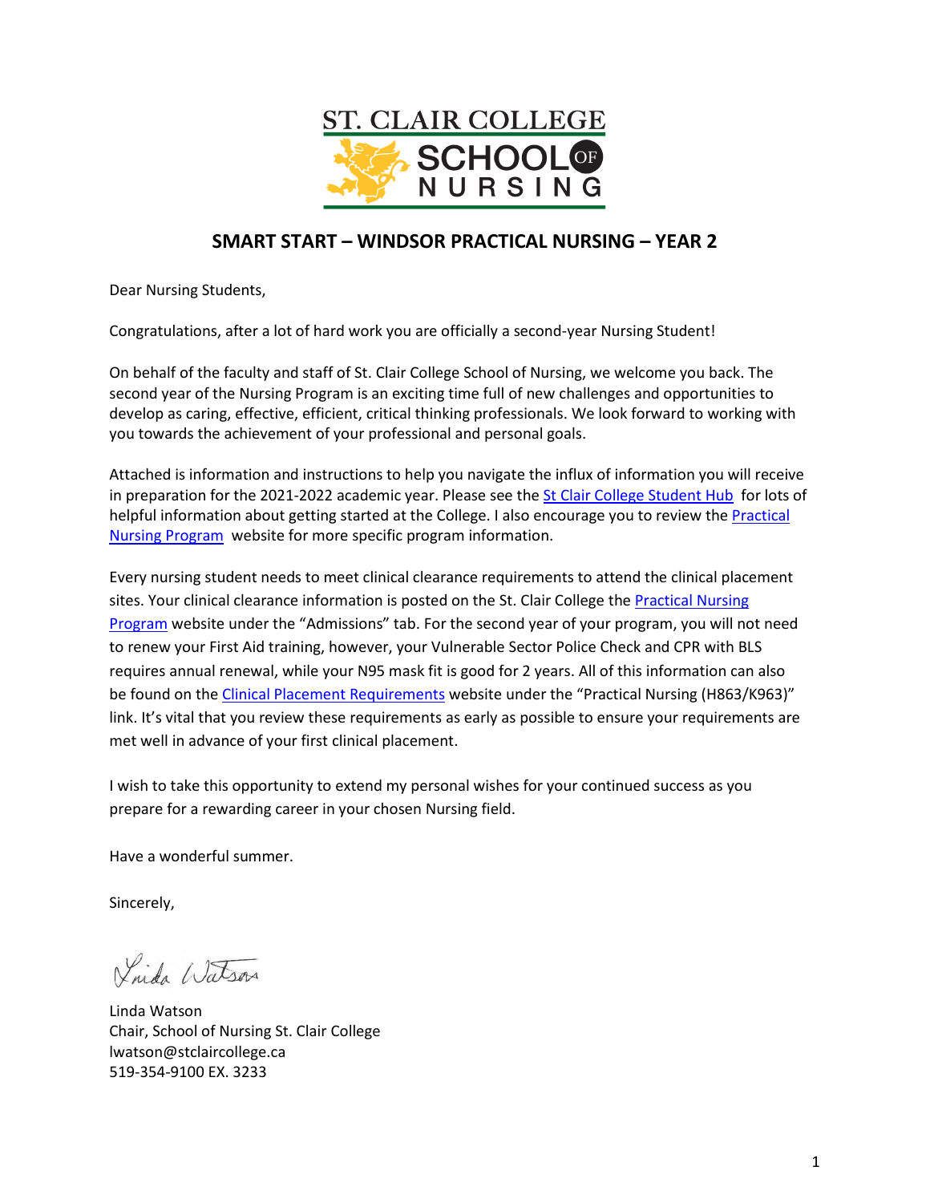ST. CLAIR COLLEGE SCHOOL OF NURSING

# SMART START – WINDSOR PRACTICAL NURSING – YEAR 2

Dear Nursing Students,

Congratulations, after a lot of hard work you are officially a second-year Nursing Student!

On behalf of the faculty and staff of St. Clair College School of Nursing, we welcome you back. The second year of the Nursing Program is an exciting time full of new challenges and opportunities to develop as caring, effective, efficient, critical thinking professionals. We look forward to working with you towards the achievement of your professional and personal goals.

Attached is information and instructions to help you navigate the influx of information you will receive in preparation for the 2021-2022 academic year. Please see the St Clair College Student Hub for lots of helpful information about getting started at the College. I also encourage you to review the Practical Nursing Program website for more specific program information.

Every nursing student needs to meet clinical clearance requirements to attend the clinical placement sites. Your clinical clearance information is posted on the St. Clair College the Practical Nursing Program website under the "Admissions" tab. For the second year of your program, you will not need to renew your First Aid training, however, your Vulnerable Sector Police Check and CPR with BLS requires annual renewal, while your N95 mask fit is good for 2 years. All of this information can also be found on the Clinical Placement Requirements website under the "Practical Nursing (H863/K963)" link. It's vital that you review these requirements as early as possible to ensure your requirements are met well in advance of your first clinical placement.

I wish to take this opportunity to extend my personal wishes for your continued success as you prepare for a rewarding career in your chosen Nursing field.

Have a wonderful summer.

Sincerely,

Linda Watson

Linda Watson
Chair, School of Nursing St. Clair College
lwatson@stclaircollege.ca
519-354-9100 EX. 3233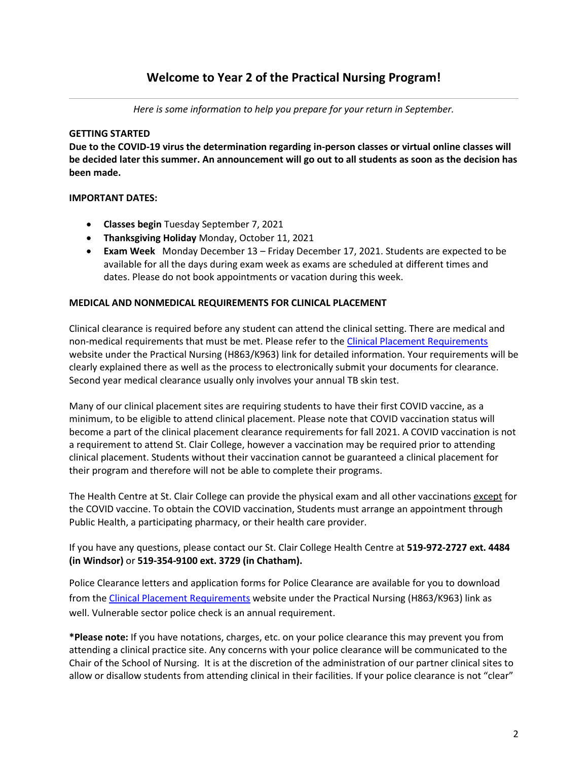# Welcome to Year 2 of the Practical Nursing Program!

---

*Here is some information to help you prepare for your return in September.*

**GETTING STARTED**

**Due to the COVID-19 virus the determination regarding in-person classes or virtual online classes will be decided later this summer. An announcement will go out to all students as soon as the decision has been made.**

**IMPORTANT DATES:**

- **Classes begin** Tuesday September 7, 2021
- **Thanksgiving Holiday** Monday, October 11, 2021
- **Exam Week** Monday December 13 – Friday December 17, 2021. Students are expected to be available for all the days during exam week as exams are scheduled at different times and dates. Please do not book appointments or vacation during this week.

**MEDICAL AND NONMEDICAL REQUIREMENTS FOR CLINICAL PLACEMENT**

Clinical clearance is required before any student can attend the clinical setting. There are medical and non-medical requirements that must be met. Please refer to the Clinical Placement Requirements website under the Practical Nursing (H863/K963) link for detailed information. Your requirements will be clearly explained there as well as the process to electronically submit your documents for clearance. Second year medical clearance usually only involves your annual TB skin test.

Many of our clinical placement sites are requiring students to have their first COVID vaccine, as a minimum, to be eligible to attend clinical placement. Please note that COVID vaccination status will become a part of the clinical placement clearance requirements for fall 2021. A COVID vaccination is not a requirement to attend St. Clair College, however a vaccination may be required prior to attending clinical placement. Students without their vaccination cannot be guaranteed a clinical placement for their program and therefore will not be able to complete their programs.

The Health Centre at St. Clair College can provide the physical exam and all other vaccinations except for the COVID vaccine. To obtain the COVID vaccination, Students must arrange an appointment through Public Health, a participating pharmacy, or their health care provider.

If you have any questions, please contact our St. Clair College Health Centre at **519-972-2727 ext. 4484 (in Windsor)** or **519-354-9100 ext. 3729 (in Chatham).**

Police Clearance letters and application forms for Police Clearance are available for you to download from the Clinical Placement Requirements website under the Practical Nursing (H863/K963) link as well. Vulnerable sector police check is an annual requirement.

***Please note:** If you have notations, charges, etc. on your police clearance this may prevent you from attending a clinical practice site. Any concerns with your police clearance will be communicated to the Chair of the School of Nursing. It is at the discretion of the administration of our partner clinical sites to allow or disallow students from attending clinical in their facilities. If your police clearance is not "clear"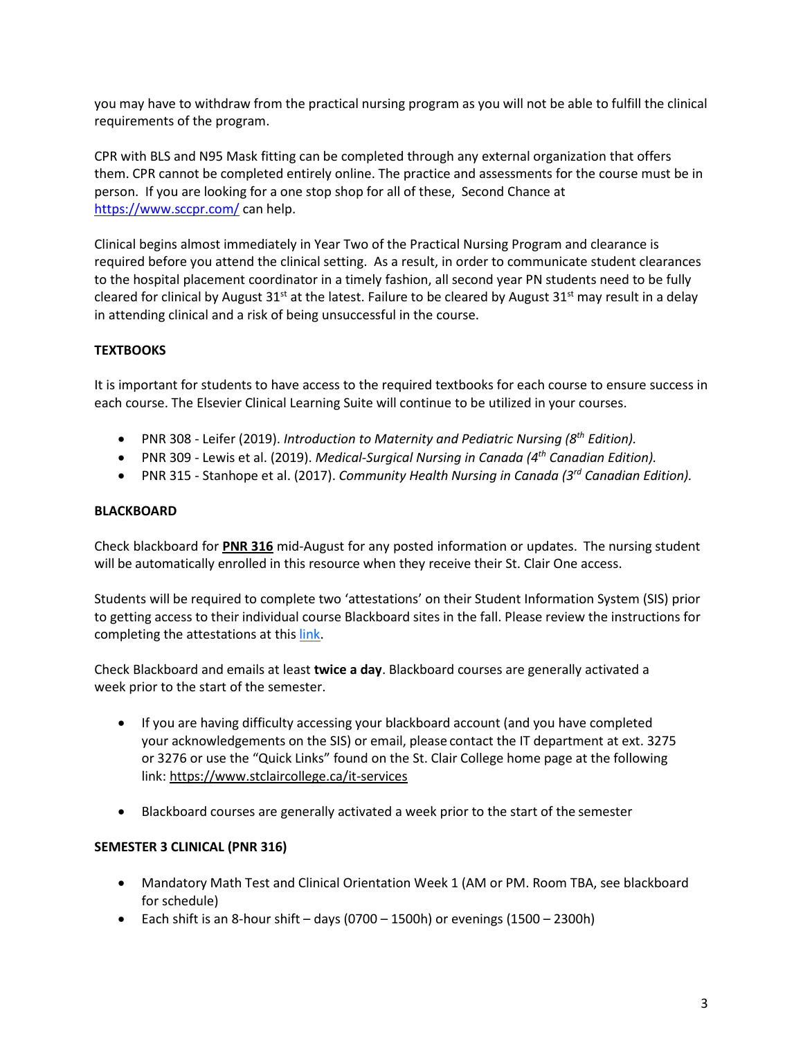you may have to withdraw from the practical nursing program as you will not be able to fulfill the clinical requirements of the program.

CPR with BLS and N95 Mask fitting can be completed through any external organization that offers them. CPR cannot be completed entirely online. The practice and assessments for the course must be in person. If you are looking for a one stop shop for all of these, Second Chance at [https://www.sccpr.com/](https://www.sccpr.com/) can help.

Clinical begins almost immediately in Year Two of the Practical Nursing Program and clearance is required before you attend the clinical setting. As a result, in order to communicate student clearances to the hospital placement coordinator in a timely fashion, all second year PN students need to be fully cleared for clinical by August 31st at the latest. Failure to be cleared by August 31st may result in a delay in attending clinical and a risk of being unsuccessful in the course.

**TEXTBOOKS**

It is important for students to have access to the required textbooks for each course to ensure success in each course. The Elsevier Clinical Learning Suite will continue to be utilized in your courses.

- PNR 308 - Leifer (2019). *Introduction to Maternity and Pediatric Nursing (8th Edition).*
- PNR 309 - Lewis et al. (2019). *Medical-Surgical Nursing in Canada (4th Canadian Edition).*
- PNR 315 - Stanhope et al. (2017). *Community Health Nursing in Canada (3rd Canadian Edition).*

**BLACKBOARD**

Check blackboard for **PNR 316** mid-August for any posted information or updates. The nursing student will be automatically enrolled in this resource when they receive their St. Clair One access.

Students will be required to complete two 'attestations' on their Student Information System (SIS) prior to getting access to their individual course Blackboard sites in the fall. Please review the instructions for completing the attestations at this link.

Check Blackboard and emails at least **twice a day**. Blackboard courses are generally activated a week prior to the start of the semester.

- If you are having difficulty accessing your blackboard account (and you have completed your acknowledgements on the SIS) or email, please contact the IT department at ext. 3275 or 3276 or use the "Quick Links" found on the St. Clair College home page at the following link: [https://www.stclaircollege.ca/it-services](https://www.stclaircollege.ca/it-services)
- Blackboard courses are generally activated a week prior to the start of the semester

**SEMESTER 3 CLINICAL (PNR 316)**

- Mandatory Math Test and Clinical Orientation Week 1 (AM or PM. Room TBA, see blackboard for schedule)
- Each shift is an 8-hour shift – days (0700 – 1500h) or evenings (1500 – 2300h)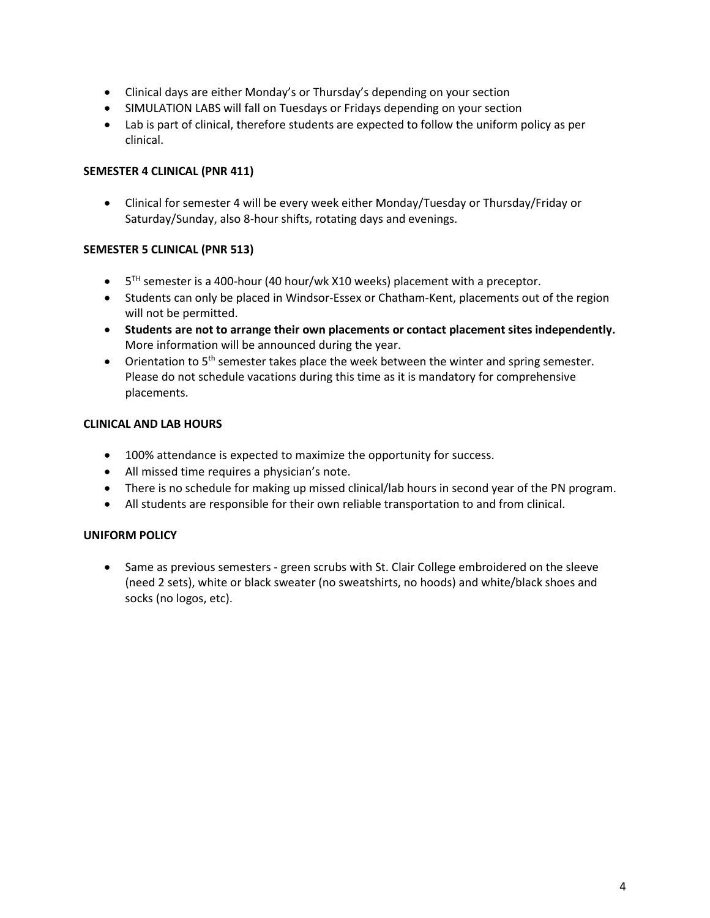- Clinical days are either Monday's or Thursday's depending on your section
- SIMULATION LABS will fall on Tuesdays or Fridays depending on your section
- Lab is part of clinical, therefore students are expected to follow the uniform policy as per clinical.

**SEMESTER 4 CLINICAL (PNR 411)**

- Clinical for semester 4 will be every week either Monday/Tuesday or Thursday/Friday or Saturday/Sunday, also 8-hour shifts, rotating days and evenings.

**SEMESTER 5 CLINICAL (PNR 513)**

- 5TH semester is a 400-hour (40 hour/wk X10 weeks) placement with a preceptor.
- Students can only be placed in Windsor-Essex or Chatham-Kent, placements out of the region will not be permitted.
- **Students are not to arrange their own placements or contact placement sites independently.** More information will be announced during the year.
- Orientation to 5th semester takes place the week between the winter and spring semester. Please do not schedule vacations during this time as it is mandatory for comprehensive placements.

**CLINICAL AND LAB HOURS**

- 100% attendance is expected to maximize the opportunity for success.
- All missed time requires a physician's note.
- There is no schedule for making up missed clinical/lab hours in second year of the PN program.
- All students are responsible for their own reliable transportation to and from clinical.

**UNIFORM POLICY**

- Same as previous semesters - green scrubs with St. Clair College embroidered on the sleeve (need 2 sets), white or black sweater (no sweatshirts, no hoods) and white/black shoes and socks (no logos, etc).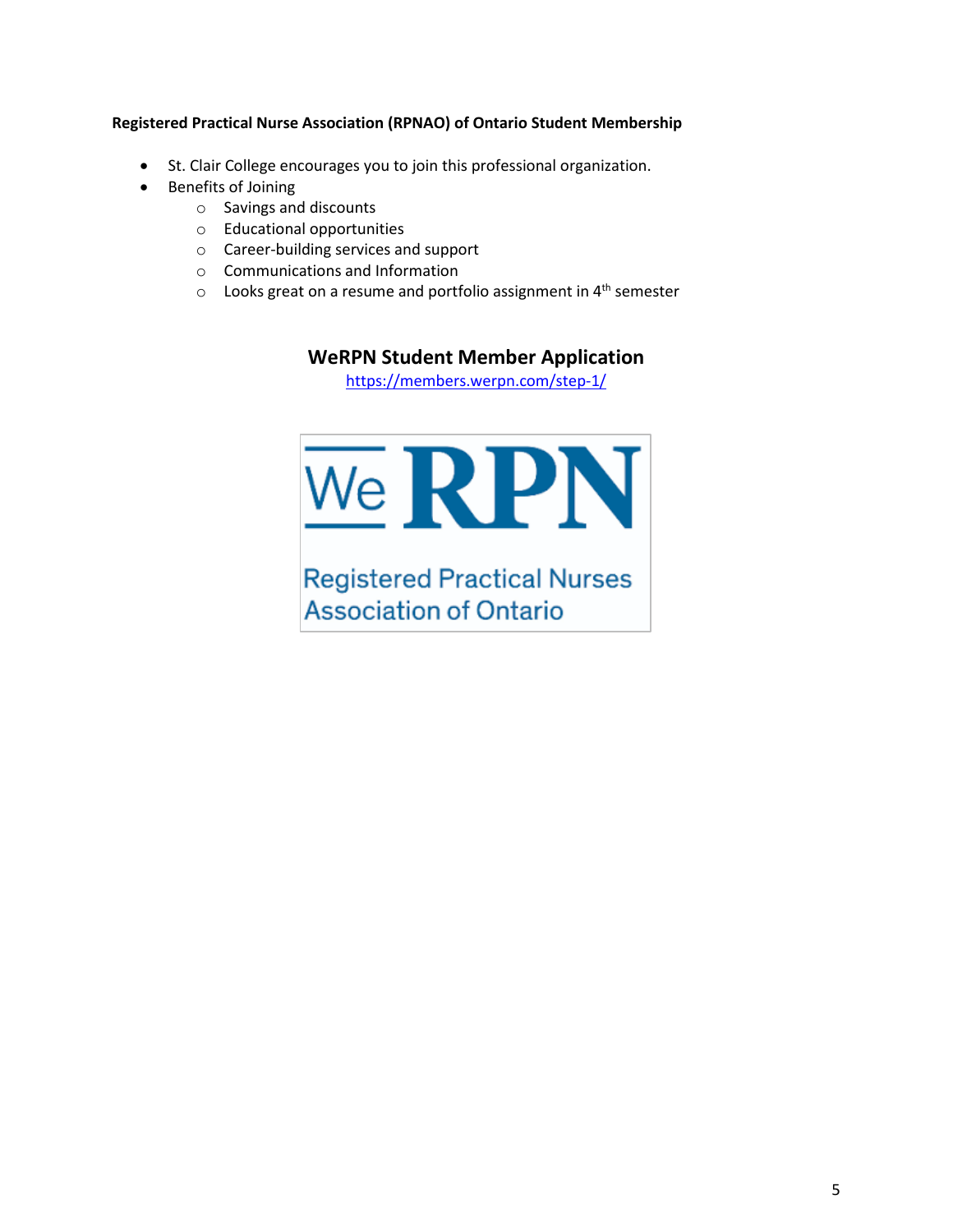**Registered Practical Nurse Association (RPNAO) of Ontario Student Membership**

- St. Clair College encourages you to join this professional organization.
- Benefits of Joining
  - Savings and discounts
  - Educational opportunities
  - Career-building services and support
  - Communications and Information
  - Looks great on a resume and portfolio assignment in 4th semester

## WeRPN Student Member Application

https://members.werpn.com/step-1/

We RPN

Registered Practical Nurses Association of Ontario